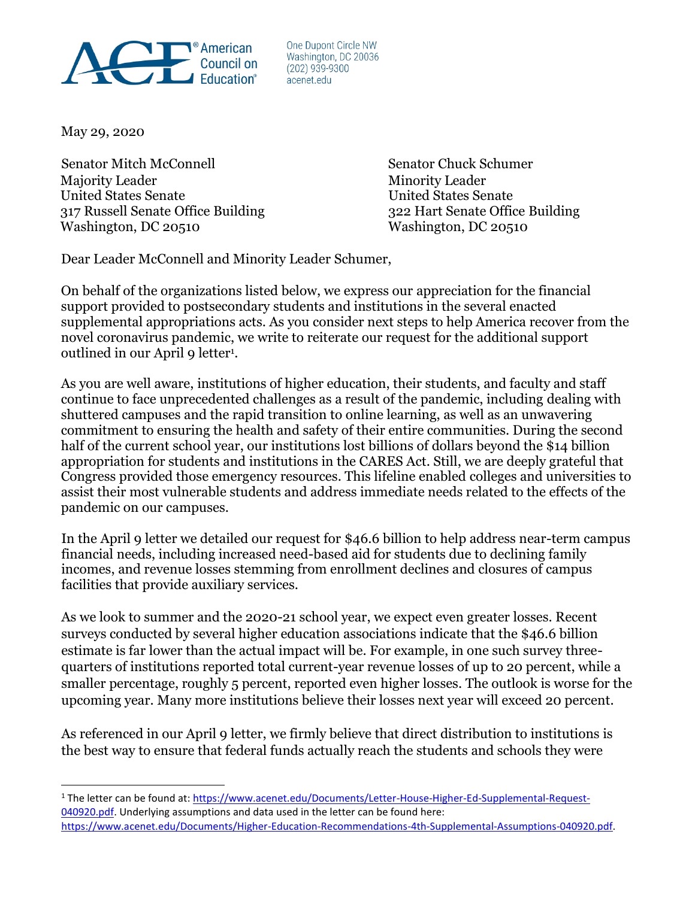American Council on Education®

One Dupont Circle NW
Washington, DC 20036
(202) 939-9300
acenet.edu

May 29, 2020

Senator Mitch McConnell
Majority Leader
United States Senate
317 Russell Senate Office Building
Washington, DC 20510

Senator Chuck Schumer
Minority Leader
United States Senate
322 Hart Senate Office Building
Washington, DC 20510

Dear Leader McConnell and Minority Leader Schumer,

On behalf of the organizations listed below, we express our appreciation for the financial support provided to postsecondary students and institutions in the several enacted supplemental appropriations acts. As you consider next steps to help America recover from the novel coronavirus pandemic, we write to reiterate our request for the additional support outlined in our April 9 letter[1].

As you are well aware, institutions of higher education, their students, and faculty and staff continue to face unprecedented challenges as a result of the pandemic, including dealing with shuttered campuses and the rapid transition to online learning, as well as an unwavering commitment to ensuring the health and safety of their entire communities. During the second half of the current school year, our institutions lost billions of dollars beyond the $14 billion appropriation for students and institutions in the CARES Act. Still, we are deeply grateful that Congress provided those emergency resources. This lifeline enabled colleges and universities to assist their most vulnerable students and address immediate needs related to the effects of the pandemic on our campuses.

In the April 9 letter we detailed our request for $46.6 billion to help address near-term campus financial needs, including increased need-based aid for students due to declining family incomes, and revenue losses stemming from enrollment declines and closures of campus facilities that provide auxiliary services.

As we look to summer and the 2020-21 school year, we expect even greater losses. Recent surveys conducted by several higher education associations indicate that the $46.6 billion estimate is far lower than the actual impact will be. For example, in one such survey three-quarters of institutions reported total current-year revenue losses of up to 20 percent, while a smaller percentage, roughly 5 percent, reported even higher losses. The outlook is worse for the upcoming year. Many more institutions believe their losses next year will exceed 20 percent.

As referenced in our April 9 letter, we firmly believe that direct distribution to institutions is the best way to ensure that federal funds actually reach the students and schools they were

[1] The letter can be found at: https://www.acenet.edu/Documents/Letter-House-Higher-Ed-Supplemental-Request-040920.pdf. Underlying assumptions and data used in the letter can be found here: https://www.acenet.edu/Documents/Higher-Education-Recommendations-4th-Supplemental-Assumptions-040920.pdf.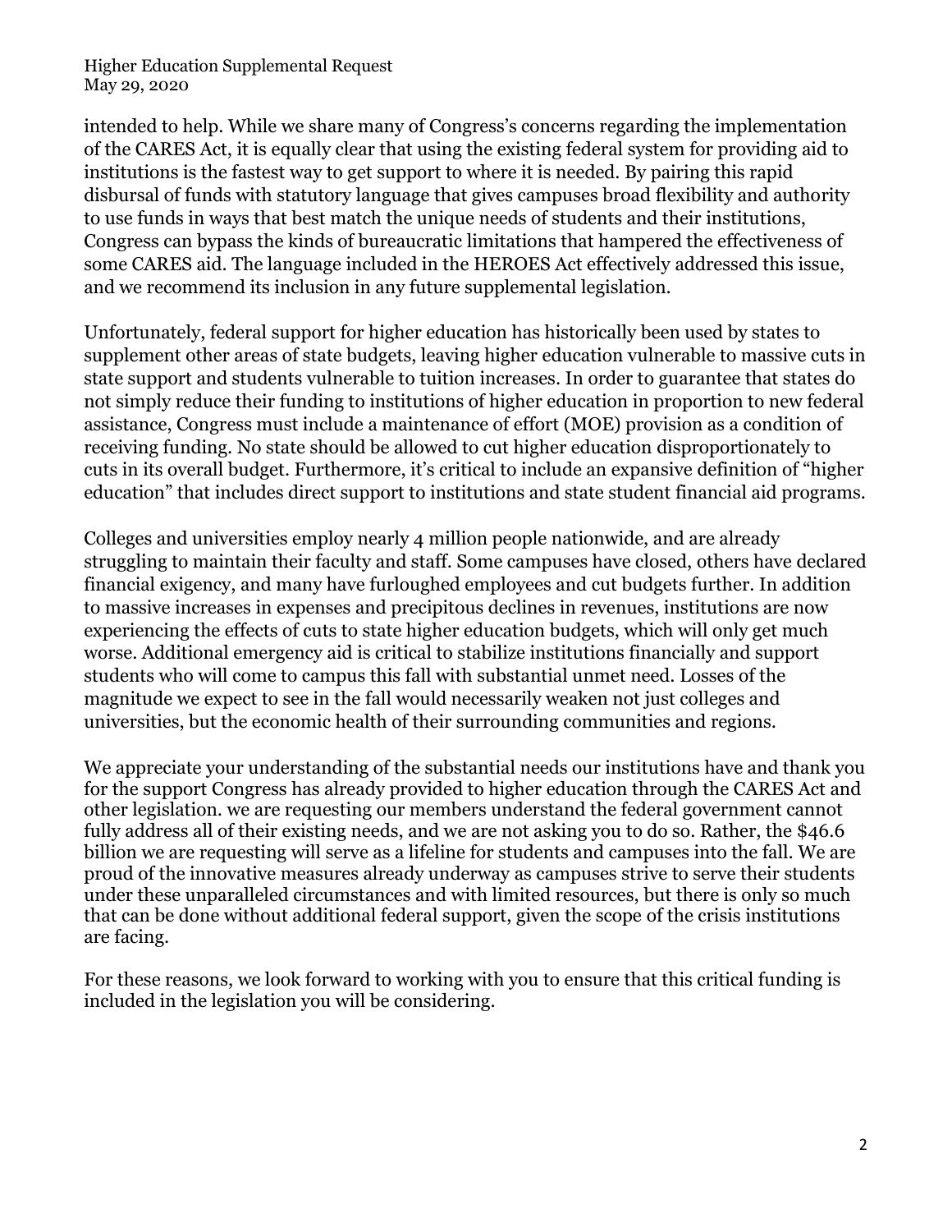intended to help. While we share many of Congress's concerns regarding the implementation of the CARES Act, it is equally clear that using the existing federal system for providing aid to institutions is the fastest way to get support to where it is needed. By pairing this rapid disbursal of funds with statutory language that gives campuses broad flexibility and authority to use funds in ways that best match the unique needs of students and their institutions, Congress can bypass the kinds of bureaucratic limitations that hampered the effectiveness of some CARES aid. The language included in the HEROES Act effectively addressed this issue, and we recommend its inclusion in any future supplemental legislation.

Unfortunately, federal support for higher education has historically been used by states to supplement other areas of state budgets, leaving higher education vulnerable to massive cuts in state support and students vulnerable to tuition increases. In order to guarantee that states do not simply reduce their funding to institutions of higher education in proportion to new federal assistance, Congress must include a maintenance of effort (MOE) provision as a condition of receiving funding. No state should be allowed to cut higher education disproportionately to cuts in its overall budget. Furthermore, it's critical to include an expansive definition of "higher education" that includes direct support to institutions and state student financial aid programs.

Colleges and universities employ nearly 4 million people nationwide, and are already struggling to maintain their faculty and staff. Some campuses have closed, others have declared financial exigency, and many have furloughed employees and cut budgets further. In addition to massive increases in expenses and precipitous declines in revenues, institutions are now experiencing the effects of cuts to state higher education budgets, which will only get much worse. Additional emergency aid is critical to stabilize institutions financially and support students who will come to campus this fall with substantial unmet need. Losses of the magnitude we expect to see in the fall would necessarily weaken not just colleges and universities, but the economic health of their surrounding communities and regions.

We appreciate your understanding of the substantial needs our institutions have and thank you for the support Congress has already provided to higher education through the CARES Act and other legislation. we are requesting our members understand the federal government cannot fully address all of their existing needs, and we are not asking you to do so. Rather, the $46.6 billion we are requesting will serve as a lifeline for students and campuses into the fall. We are proud of the innovative measures already underway as campuses strive to serve their students under these unparalleled circumstances and with limited resources, but there is only so much that can be done without additional federal support, given the scope of the crisis institutions are facing.

For these reasons, we look forward to working with you to ensure that this critical funding is included in the legislation you will be considering.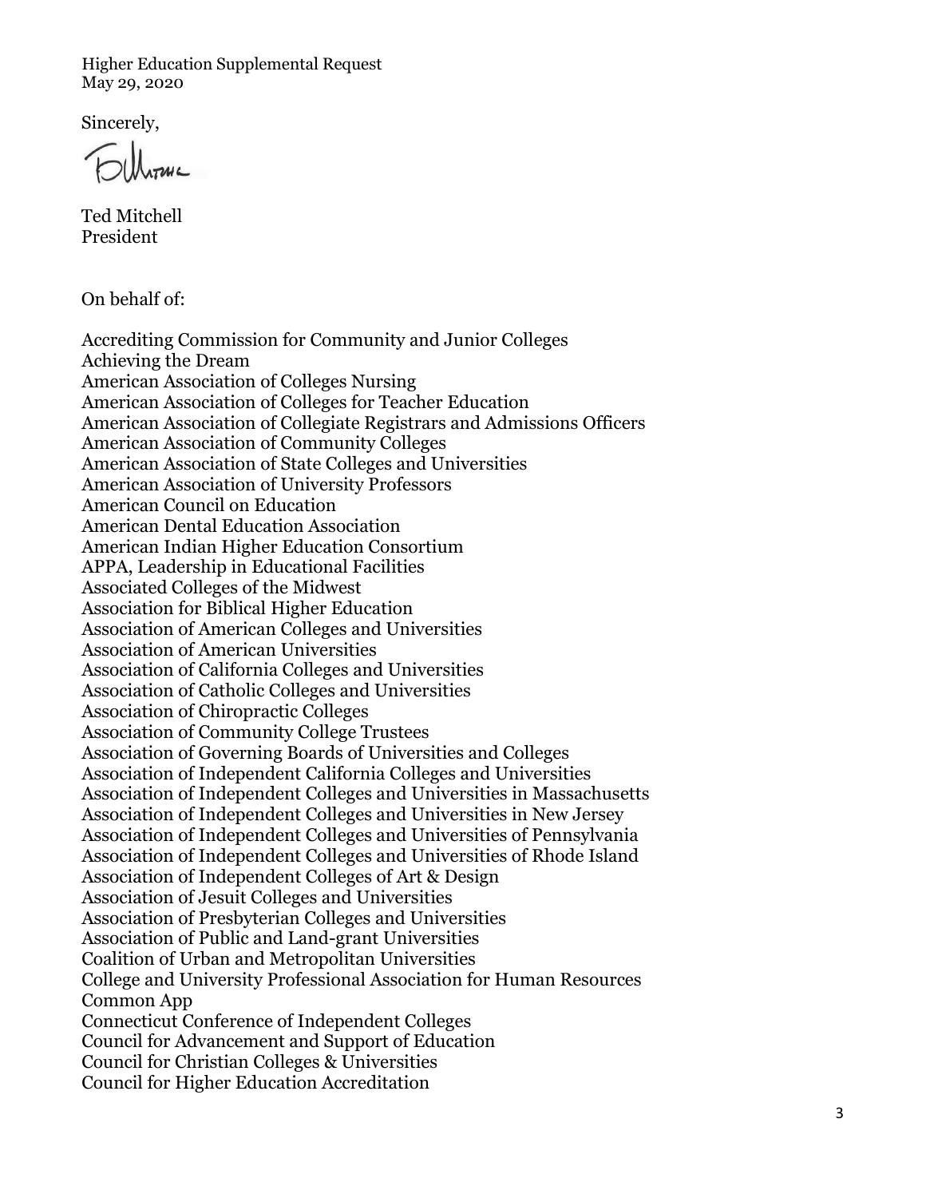Sincerely,

Ted Mitchell
President

On behalf of:

Accrediting Commission for Community and Junior Colleges
Achieving the Dream
American Association of Colleges Nursing
American Association of Colleges for Teacher Education
American Association of Collegiate Registrars and Admissions Officers
American Association of Community Colleges
American Association of State Colleges and Universities
American Association of University Professors
American Council on Education
American Dental Education Association
American Indian Higher Education Consortium
APPA, Leadership in Educational Facilities
Associated Colleges of the Midwest
Association for Biblical Higher Education
Association of American Colleges and Universities
Association of American Universities
Association of California Colleges and Universities
Association of Catholic Colleges and Universities
Association of Chiropractic Colleges
Association of Community College Trustees
Association of Governing Boards of Universities and Colleges
Association of Independent California Colleges and Universities
Association of Independent Colleges and Universities in Massachusetts
Association of Independent Colleges and Universities in New Jersey
Association of Independent Colleges and Universities of Pennsylvania
Association of Independent Colleges and Universities of Rhode Island
Association of Independent Colleges of Art & Design
Association of Jesuit Colleges and Universities
Association of Presbyterian Colleges and Universities
Association of Public and Land-grant Universities
Coalition of Urban and Metropolitan Universities
College and University Professional Association for Human Resources
Common App
Connecticut Conference of Independent Colleges
Council for Advancement and Support of Education
Council for Christian Colleges & Universities
Council for Higher Education Accreditation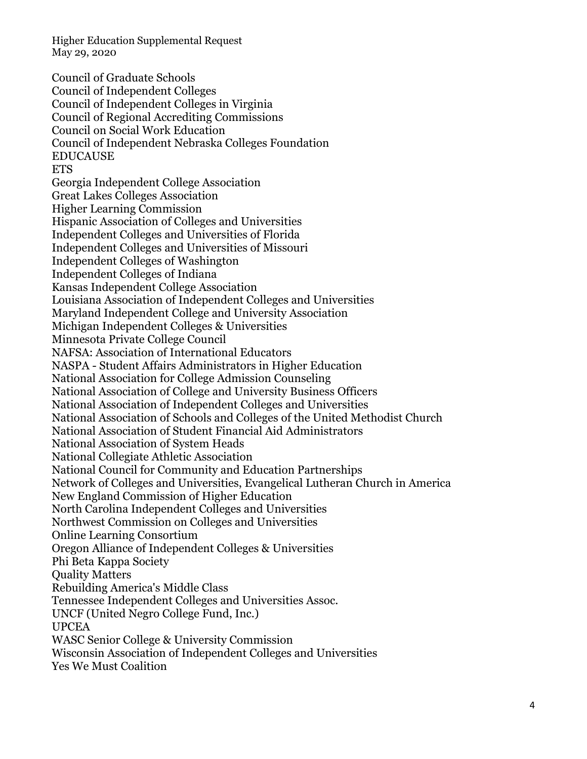Council of Graduate Schools
Council of Independent Colleges
Council of Independent Colleges in Virginia
Council of Regional Accrediting Commissions
Council on Social Work Education
Council of Independent Nebraska Colleges Foundation
EDUCAUSE
ETS
Georgia Independent College Association
Great Lakes Colleges Association
Higher Learning Commission
Hispanic Association of Colleges and Universities
Independent Colleges and Universities of Florida
Independent Colleges and Universities of Missouri
Independent Colleges of Washington
Independent Colleges of Indiana
Kansas Independent College Association
Louisiana Association of Independent Colleges and Universities
Maryland Independent College and University Association
Michigan Independent Colleges & Universities
Minnesota Private College Council
NAFSA: Association of International Educators
NASPA - Student Affairs Administrators in Higher Education
National Association for College Admission Counseling
National Association of College and University Business Officers
National Association of Independent Colleges and Universities
National Association of Schools and Colleges of the United Methodist Church
National Association of Student Financial Aid Administrators
National Association of System Heads
National Collegiate Athletic Association
National Council for Community and Education Partnerships
Network of Colleges and Universities, Evangelical Lutheran Church in America
New England Commission of Higher Education
North Carolina Independent Colleges and Universities
Northwest Commission on Colleges and Universities
Online Learning Consortium
Oregon Alliance of Independent Colleges & Universities
Phi Beta Kappa Society
Quality Matters
Rebuilding America's Middle Class
Tennessee Independent Colleges and Universities Assoc.
UNCF (United Negro College Fund, Inc.)
UPCEA
WASC Senior College & University Commission
Wisconsin Association of Independent Colleges and Universities
Yes We Must Coalition